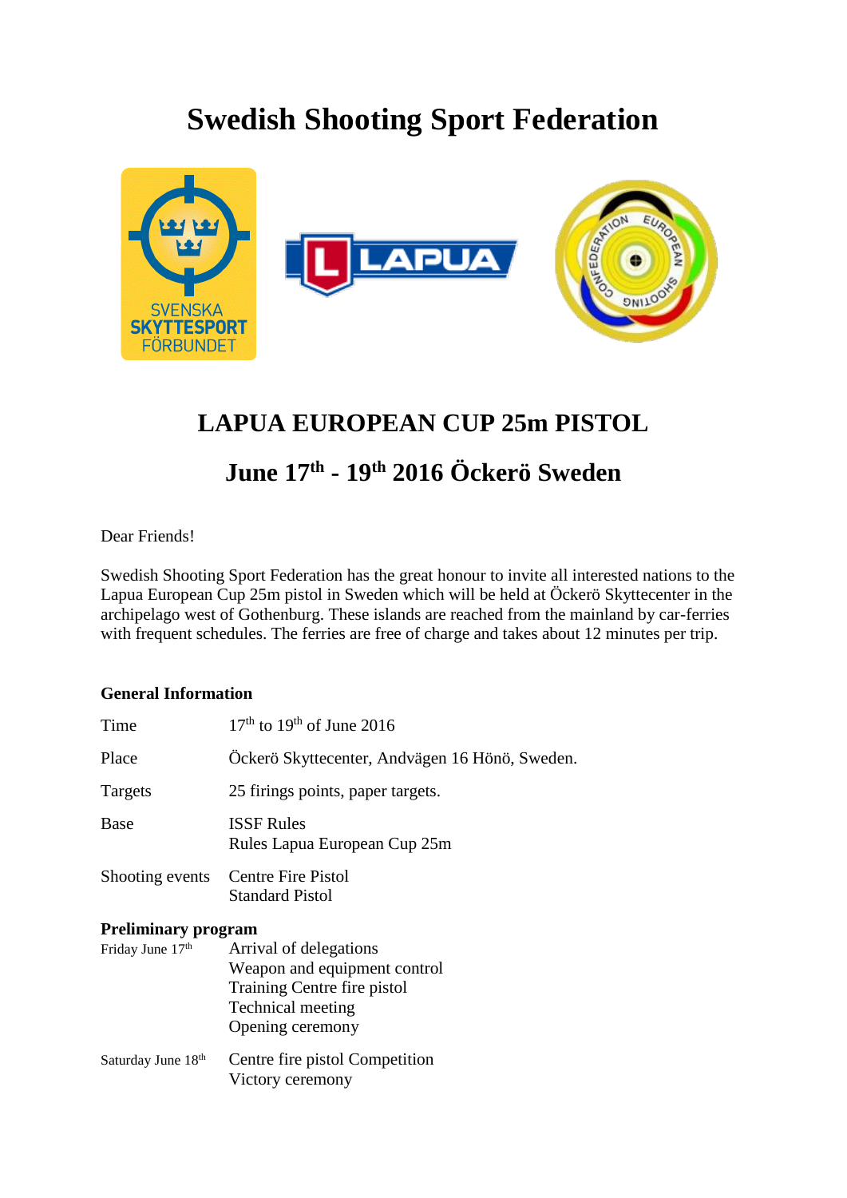# Swedish Shooting Sport Federation

## LAPUA EUROPEAN CUP 25m PISTOL

## June 17th - 19th 2016 Öckerö Sweden

Dear Friends!

Swedish Shooting Sport Federation has the great honour to invite all interested nations to the Lapua European Cup 25m pistol in Sweden which will be held at Öckerö Skyttecenter in the archipelago west of Gothenburg. These islands are reached from the mainland by car-ferries with frequent schedules. The ferries are free of charge and takes about 12 minutes per trip.

### General Information

| | |
|---|---|
| Time | 17th to 19th of June 2016 |
| Place | Öckerö Skyttecenter, Andvägen 16 Hönö, Sweden. |
| Targets | 25 firings points, paper targets. |
| Base | ISSF Rules<br>Rules Lapua European Cup 25m |
| Shooting events | Centre Fire Pistol<br>Standard Pistol |

### Preliminary program

| | |
|---|---|
| Friday June 17th | Arrival of delegations<br>Weapon and equipment control<br>Training Centre fire pistol<br>Technical meeting<br>Opening ceremony |
| Saturday June 18th | Centre fire pistol Competition<br>Victory ceremony |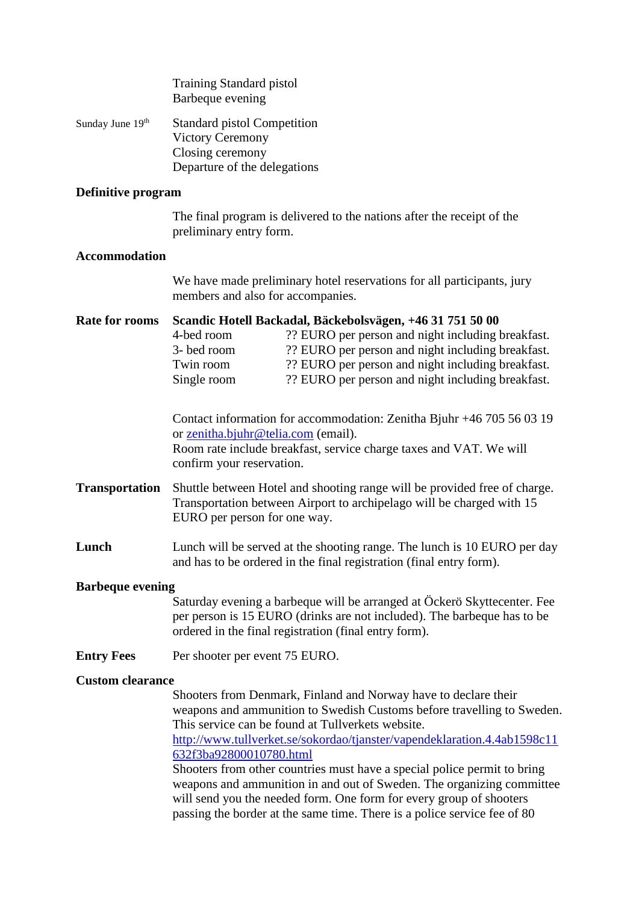Training Standard pistol
Barbeque evening

Sunday June 19th

Standard pistol Competition
Victory Ceremony
Closing ceremony
Departure of the delegations

**Definitive program**

The final program is delivered to the nations after the receipt of the preliminary entry form.

**Accommodation**

We have made preliminary hotel reservations for all participants, jury members and also for accompanies.

**Rate for rooms**

**Scandic Hotell Backadal, Bäckebolsvägen, +46 31 751 50 00**

| | |
|---|---|
| 4-bed room | ?? EURO per person and night including breakfast. |
| 3- bed room | ?? EURO per person and night including breakfast. |
| Twin room | ?? EURO per person and night including breakfast. |
| Single room | ?? EURO per person and night including breakfast. |

Contact information for accommodation: Zenitha Bjuhr +46 705 56 03 19 or zenitha.bjuhr@telia.com (email).
Room rate include breakfast, service charge taxes and VAT. We will confirm your reservation.

**Transportation**

Shuttle between Hotel and shooting range will be provided free of charge. Transportation between Airport to archipelago will be charged with 15 EURO per person for one way.

**Lunch**

Lunch will be served at the shooting range. The lunch is 10 EURO per day and has to be ordered in the final registration (final entry form).

**Barbeque evening**

Saturday evening a barbeque will be arranged at Öckerö Skyttecenter. Fee per person is 15 EURO (drinks are not included). The barbeque has to be ordered in the final registration (final entry form).

**Entry Fees**

Per shooter per event 75 EURO.

**Custom clearance**

Shooters from Denmark, Finland and Norway have to declare their weapons and ammunition to Swedish Customs before travelling to Sweden. This service can be found at Tullverkets website.
http://www.tullverket.se/sokordao/tjanster/vapendeklaration.4.4ab1598c11632f3ba92800010780.html
Shooters from other countries must have a special police permit to bring weapons and ammunition in and out of Sweden. The organizing committee will send you the needed form. One form for every group of shooters passing the border at the same time. There is a police service fee of 80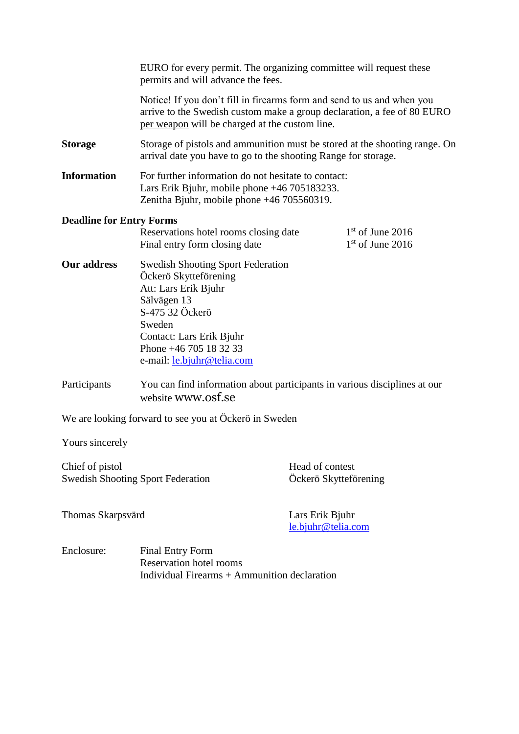EURO for every permit. The organizing committee will request these permits and will advance the fees.

Notice! If you don't fill in firearms form and send to us and when you arrive to the Swedish custom make a group declaration, a fee of 80 EURO per weapon will be charged at the custom line.

**Storage** Storage of pistols and ammunition must be stored at the shooting range. On arrival date you have to go to the shooting Range for storage.

**Information** For further information do not hesitate to contact:
Lars Erik Bjuhr, mobile phone +46 705183233.
Zenitha Bjuhr, mobile phone +46 705560319.

**Deadline for Entry Forms**

| | |
|---|---|
| Reservations hotel rooms closing date | 1st of June 2016 |
| Final entry form closing date | 1st of June 2016 |

**Our address**

Swedish Shooting Sport Federation
Öckerö Skytteförening
Att: Lars Erik Bjuhr
Sälvägen 13
S-475 32 Öckerö
Sweden
Contact: Lars Erik Bjuhr
Phone +46 705 18 32 33
e-mail: le.bjuhr@telia.com

Participants You can find information about participants in various disciplines at our website www.osf.se

We are looking forward to see you at Öckerö in Sweden

Yours sincerely

Chief of pistol
Swedish Shooting Sport Federation

Thomas Skarpsvärd

Head of contest
Öckerö Skytteförening

Lars Erik Bjuhr
le.bjuhr@telia.com

Enclosure:
Final Entry Form
Reservation hotel rooms
Individual Firearms + Ammunition declaration